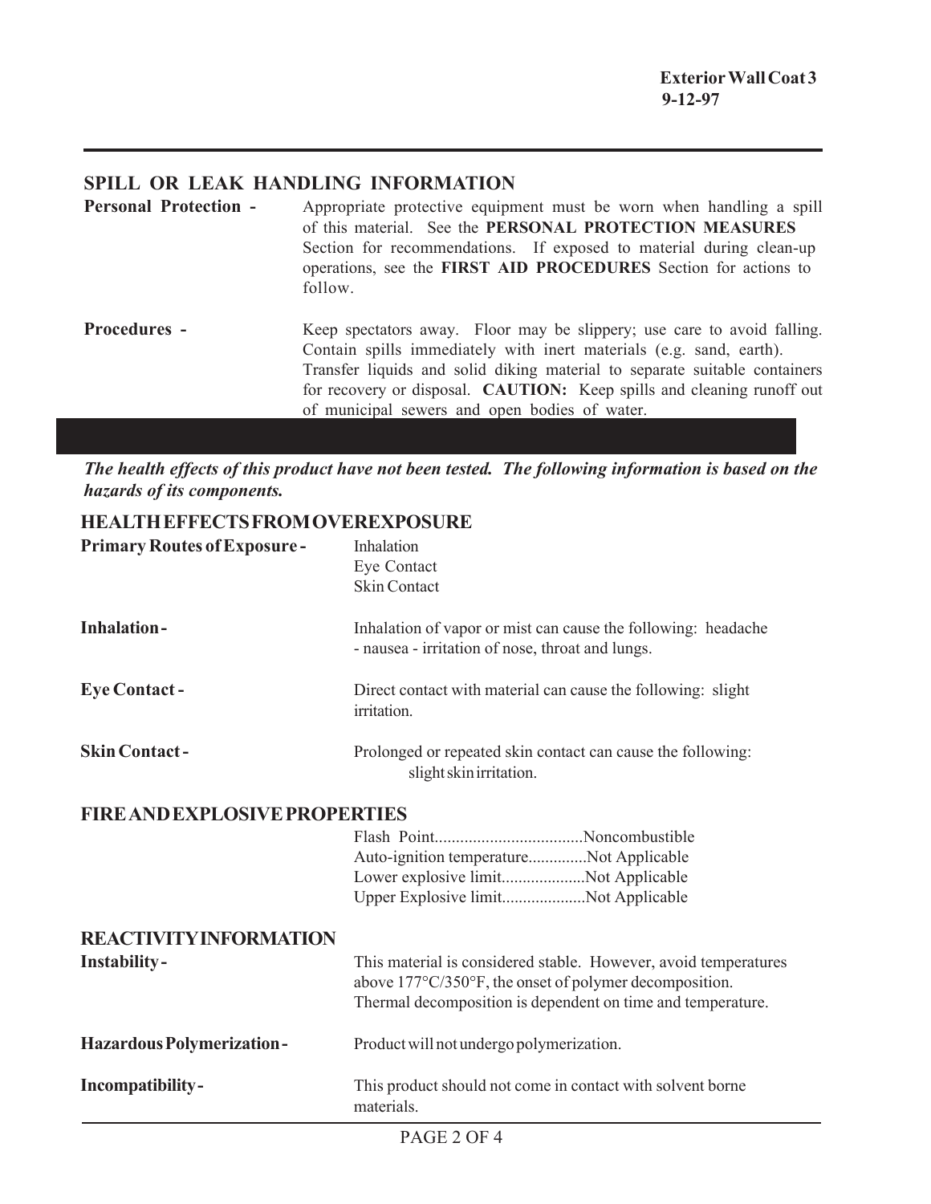## SPILL OR LEAK HANDLING INFORMATION

**Personal Protection -** Appropriate protective equipment must be worn when handling a spill of this material. See the **PERSONAL PROTECTION MEASURES** Section for recommendations. If exposed to material during clean-up operations, see the **FIRST AID PROCEDURES** Section for actions to follow.

**Procedures -** Keep spectators away. Floor may be slippery; use care to avoid falling. Contain spills immediately with inert materials (e.g. sand, earth). Transfer liquids and solid diking material to separate suitable containers for recovery or disposal. **CAUTION:** Keep spills and cleaning runoff out of municipal sewers and open bodies of water.

***The health effects of this product have not been tested. The following information is based on the hazards of its components.***

## HEALTH EFFECTS FROM OVEREXPOSURE

**Primary Routes of Exposure -** Inhalation
Eye Contact
Skin Contact

**Inhalation -** Inhalation of vapor or mist can cause the following: headache - nausea - irritation of nose, throat and lungs.

**Eye Contact -** Direct contact with material can cause the following: slight irritation.

**Skin Contact -** Prolonged or repeated skin contact can cause the following: slight skin irritation.

## FIRE AND EXPLOSIVE PROPERTIES

Flash Point..................................Noncombustible
Auto-ignition temperature..............Not Applicable
Lower explosive limit....................Not Applicable
Upper Explosive limit....................Not Applicable

## REACTIVITY INFORMATION

**Instability -** This material is considered stable. However, avoid temperatures above 177°C/350°F, the onset of polymer decomposition. Thermal decomposition is dependent on time and temperature.

**Hazardous Polymerization -** Product will not undergo polymerization.

**Incompatibility -** This product should not come in contact with solvent borne materials.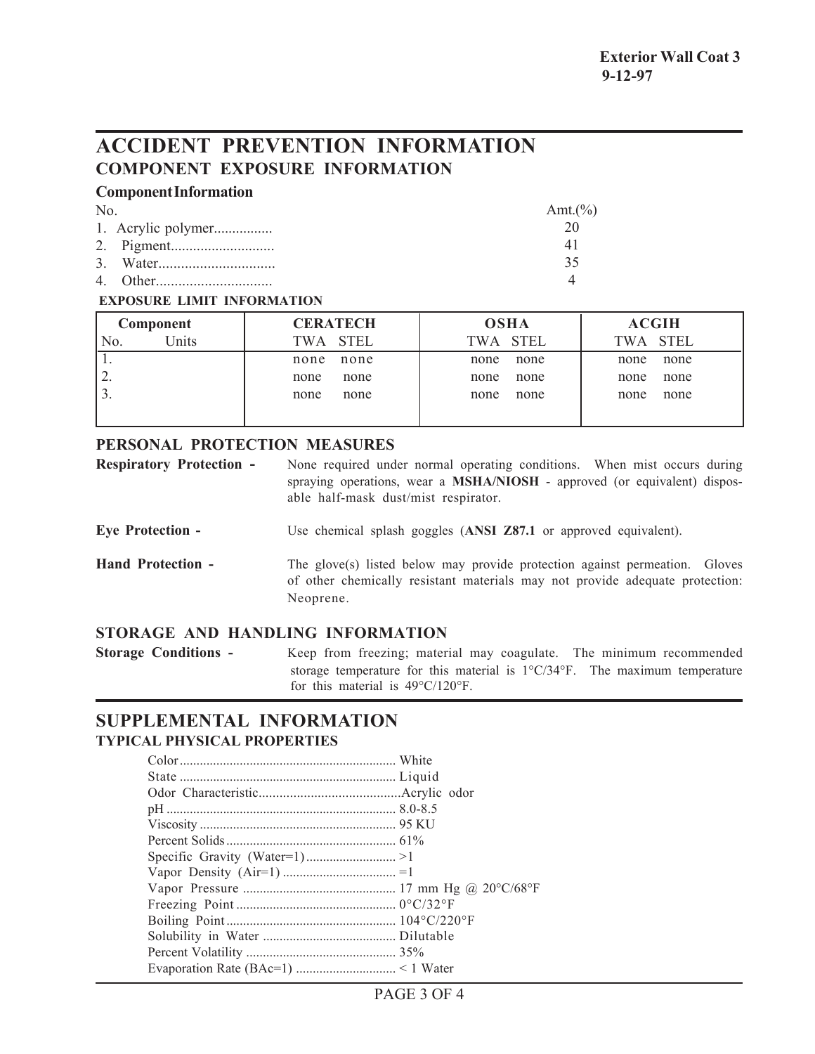**Exterior Wall Coat 3**
**9-12-97**

# ACCIDENT PREVENTION INFORMATION

## COMPONENT EXPOSURE INFORMATION

### Component Information

| No. | | Amt.(%) |
|---|---|---|
| 1. | Acrylic polymer................ | 20 |
| 2. | Pigment............................ | 41 |
| 3. | Water............................... | 35 |
| 4. | Other............................... | 4 |

**EXPOSURE LIMIT INFORMATION**

| Component | | CERATECH | | OSHA | | ACGIH | |
|---|---|---|---|---|---|---|---|
| No. | Units | TWA | STEL | TWA | STEL | TWA | STEL |
| 1. | | none | none | none | none | none | none |
| 2. | | none | none | none | none | none | none |
| 3. | | none | none | none | none | none | none |

## PERSONAL PROTECTION MEASURES

**Respiratory Protection -** None required under normal operating conditions. When mist occurs during spraying operations, wear a **MSHA/NIOSH** - approved (or equivalent) disposable half-mask dust/mist respirator.

**Eye Protection -** Use chemical splash goggles (**ANSI Z87.1** or approved equivalent).

**Hand Protection -** The glove(s) listed below may provide protection against permeation. Gloves of other chemically resistant materials may not provide adequate protection: Neoprene.

## STORAGE AND HANDLING INFORMATION

**Storage Conditions -** Keep from freezing; material may coagulate. The minimum recommended storage temperature for this material is 1°C/34°F. The maximum temperature for this material is 49°C/120°F.

# SUPPLEMENTAL INFORMATION

## TYPICAL PHYSICAL PROPERTIES

| Property | Value |
|---|---|
| Color | White |
| State | Liquid |
| Odor Characteristic | Acrylic odor |
| pH | 8.0-8.5 |
| Viscosity | 95 KU |
| Percent Solids | 61% |
| Specific Gravity (Water=1) | >1 |
| Vapor Density (Air=1) | =1 |
| Vapor Pressure | 17 mm Hg @ 20°C/68°F |
| Freezing Point | 0°C/32°F |
| Boiling Point | 104°C/220°F |
| Solubility in Water | Dilutable |
| Percent Volatility | 35% |
| Evaporation Rate (BAc=1) | < 1 Water |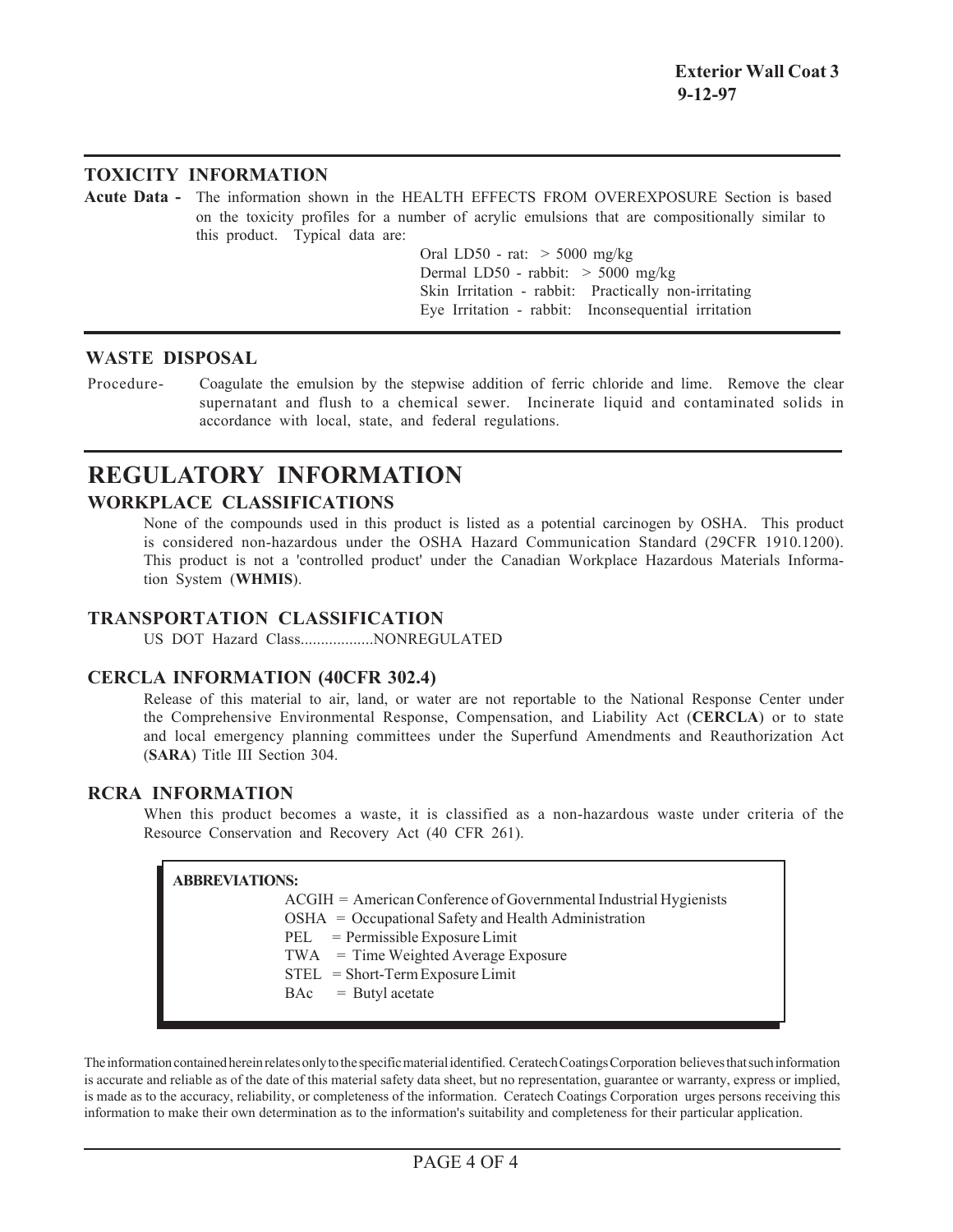## TOXICITY INFORMATION

**Acute Data -** The information shown in the HEALTH EFFECTS FROM OVEREXPOSURE Section is based on the toxicity profiles for a number of acrylic emulsions that are compositionally similar to this product. Typical data are:

Oral LD50 - rat: > 5000 mg/kg
Dermal LD50 - rabbit: > 5000 mg/kg
Skin Irritation - rabbit: Practically non-irritating
Eye Irritation - rabbit: Inconsequential irritation

## WASTE DISPOSAL

Procedure- Coagulate the emulsion by the stepwise addition of ferric chloride and lime. Remove the clear supernatant and flush to a chemical sewer. Incinerate liquid and contaminated solids in accordance with local, state, and federal regulations.

# REGULATORY INFORMATION

### WORKPLACE CLASSIFICATIONS

None of the compounds used in this product is listed as a potential carcinogen by OSHA. This product is considered non-hazardous under the OSHA Hazard Communication Standard (29CFR 1910.1200). This product is not a 'controlled product' under the Canadian Workplace Hazardous Materials Information System (**WHMIS**).

### TRANSPORTATION CLASSIFICATION

US DOT Hazard Class..................NONREGULATED

### CERCLA INFORMATION (40CFR 302.4)

Release of this material to air, land, or water are not reportable to the National Response Center under the Comprehensive Environmental Response, Compensation, and Liability Act (**CERCLA**) or to state and local emergency planning committees under the Superfund Amendments and Reauthorization Act (**SARA**) Title III Section 304.

### RCRA INFORMATION

When this product becomes a waste, it is classified as a non-hazardous waste under criteria of the Resource Conservation and Recovery Act (40 CFR 261).

**ABBREVIATIONS:**

ACGIH = American Conference of Governmental Industrial Hygienists
OSHA = Occupational Safety and Health Administration
PEL = Permissible Exposure Limit
TWA = Time Weighted Average Exposure
STEL = Short-Term Exposure Limit
BAc = Butyl acetate

The information contained herein relates only to the specific material identified. Ceratech Coatings Corporation believes that such information is accurate and reliable as of the date of this material safety data sheet, but no representation, guarantee or warranty, express or implied, is made as to the accuracy, reliability, or completeness of the information. Ceratech Coatings Corporation urges persons receiving this information to make their own determination as to the information's suitability and completeness for their particular application.